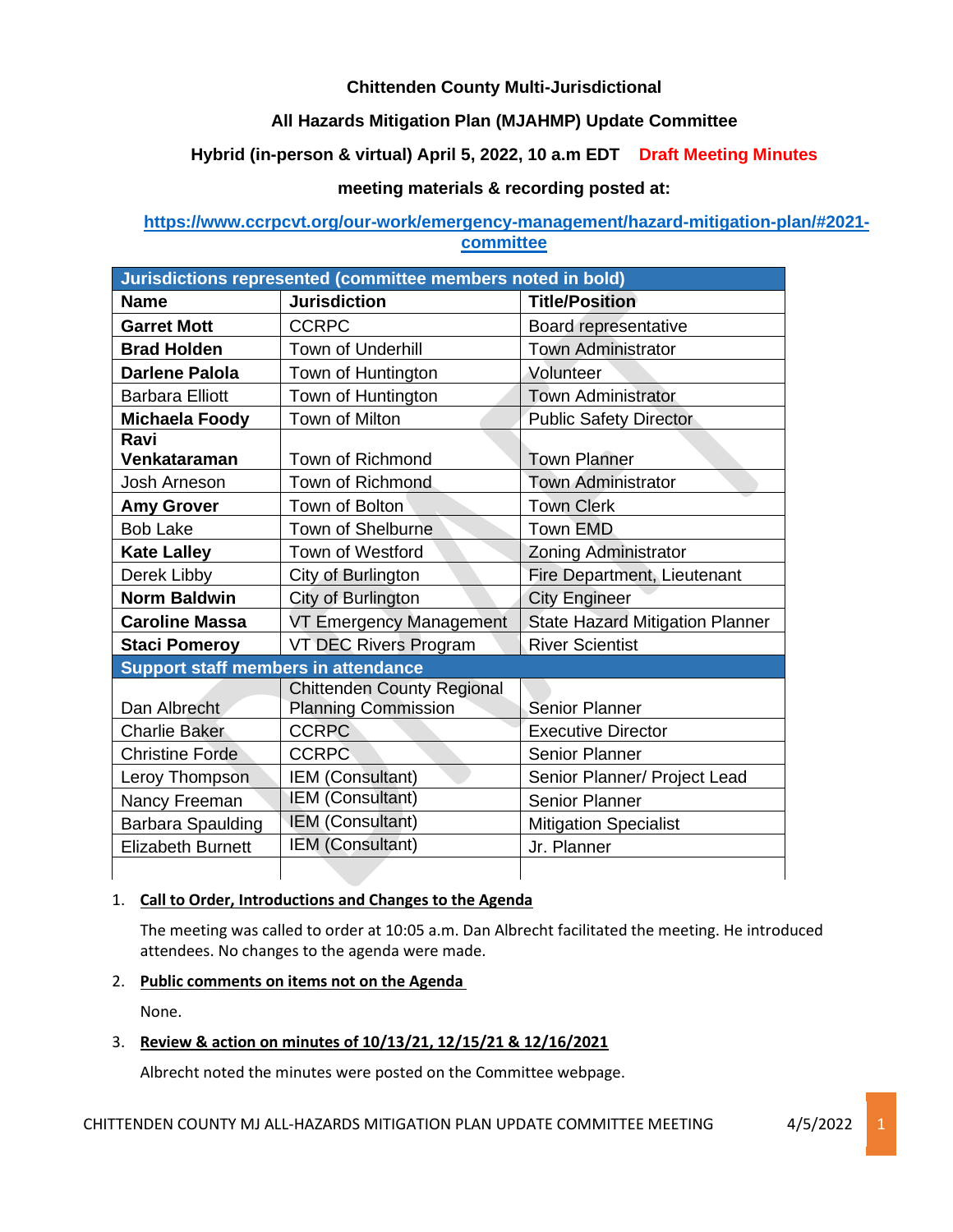**Chittenden County Multi-Jurisdictional**

**All Hazards Mitigation Plan (MJAHMP) Update Committee**

**Hybrid (in-person & virtual) April 5, 2022, 10 a.m EDT** **Draft Meeting Minutes**

**meeting materials & recording posted at:**

**https://www.ccrpcvt.org/our-work/emergency-management/hazard-mitigation-plan/#2021-committee**

| Jurisdictions represented (committee members noted in bold) | | |
|---|---|---|
| **Name** | **Jurisdiction** | **Title/Position** |
| **Garret Mott** | CCRPC | Board representative |
| **Brad Holden** | Town of Underhill | Town Administrator |
| **Darlene Palola** | Town of Huntington | Volunteer |
| Barbara Elliott | Town of Huntington | Town Administrator |
| **Michaela Foody** | Town of Milton | Public Safety Director |
| **Ravi Venkataraman** | Town of Richmond | Town Planner |
| Josh Arneson | Town of Richmond | Town Administrator |
| **Amy Grover** | Town of Bolton | Town Clerk |
| Bob Lake | Town of Shelburne | Town EMD |
| **Kate Lalley** | Town of Westford | Zoning Administrator |
| Derek Libby | City of Burlington | Fire Department, Lieutenant |
| **Norm Baldwin** | City of Burlington | City Engineer |
| **Caroline Massa** | VT Emergency Management | State Hazard Mitigation Planner |
| **Staci Pomeroy** | VT DEC Rivers Program | River Scientist |
| **Support staff members in attendance** | | |
| Dan Albrecht | Chittenden County Regional Planning Commission | Senior Planner |
| Charlie Baker | CCRPC | Executive Director |
| Christine Forde | CCRPC | Senior Planner |
| Leroy Thompson | IEM (Consultant) | Senior Planner/ Project Lead |
| Nancy Freeman | IEM (Consultant) | Senior Planner |
| Barbara Spaulding | IEM (Consultant) | Mitigation Specialist |
| Elizabeth Burnett | IEM (Consultant) | Jr. Planner |
| | | |

1. **Call to Order, Introductions and Changes to the Agenda**

   The meeting was called to order at 10:05 a.m. Dan Albrecht facilitated the meeting. He introduced attendees. No changes to the agenda were made.

2. **Public comments on items not on the Agenda**

   None.

3. **Review & action on minutes of 10/13/21, 12/15/21 & 12/16/2021**

   Albrecht noted the minutes were posted on the Committee webpage.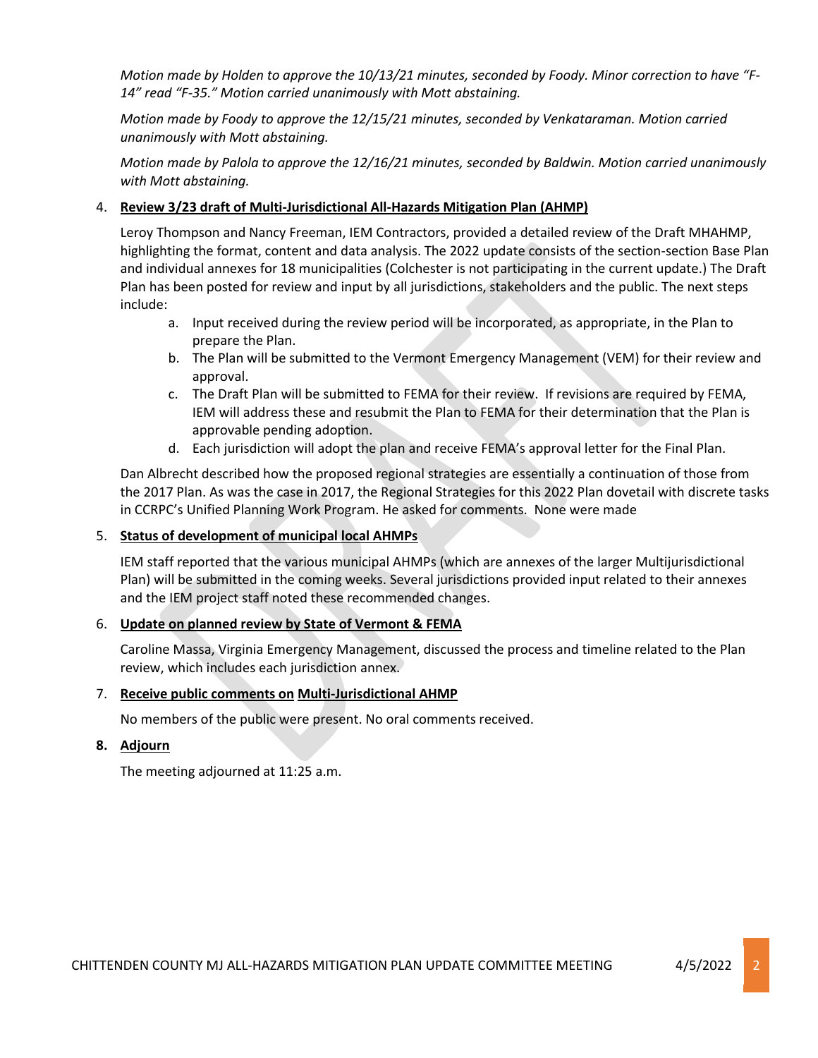*Motion made by Holden to approve the 10/13/21 minutes, seconded by Foody. Minor correction to have "F-14" read "F-35." Motion carried unanimously with Mott abstaining.*

*Motion made by Foody to approve the 12/15/21 minutes, seconded by Venkataraman. Motion carried unanimously with Mott abstaining.*

*Motion made by Palola to approve the 12/16/21 minutes, seconded by Baldwin. Motion carried unanimously with Mott abstaining.*

4. **Review 3/23 draft of Multi-Jurisdictional All-Hazards Mitigation Plan (AHMP)**

   Leroy Thompson and Nancy Freeman, IEM Contractors, provided a detailed review of the Draft MHAHMP, highlighting the format, content and data analysis. The 2022 update consists of the section-section Base Plan and individual annexes for 18 municipalities (Colchester is not participating in the current update.) The Draft Plan has been posted for review and input by all jurisdictions, stakeholders and the public. The next steps include:

   a. Input received during the review period will be incorporated, as appropriate, in the Plan to prepare the Plan.
   b. The Plan will be submitted to the Vermont Emergency Management (VEM) for their review and approval.
   c. The Draft Plan will be submitted to FEMA for their review. If revisions are required by FEMA, IEM will address these and resubmit the Plan to FEMA for their determination that the Plan is approvable pending adoption.
   d. Each jurisdiction will adopt the plan and receive FEMA's approval letter for the Final Plan.

   Dan Albrecht described how the proposed regional strategies are essentially a continuation of those from the 2017 Plan. As was the case in 2017, the Regional Strategies for this 2022 Plan dovetail with discrete tasks in CCRPC's Unified Planning Work Program. He asked for comments. None were made

5. **Status of development of municipal local AHMPs**

   IEM staff reported that the various municipal AHMPs (which are annexes of the larger Multijurisdictional Plan) will be submitted in the coming weeks. Several jurisdictions provided input related to their annexes and the IEM project staff noted these recommended changes.

6. **Update on planned review by State of Vermont & FEMA**

   Caroline Massa, Virginia Emergency Management, discussed the process and timeline related to the Plan review, which includes each jurisdiction annex.

7. **Receive public comments on Multi-Jurisdictional AHMP**

   No members of the public were present. No oral comments received.

8. **Adjourn**

   The meeting adjourned at 11:25 a.m.